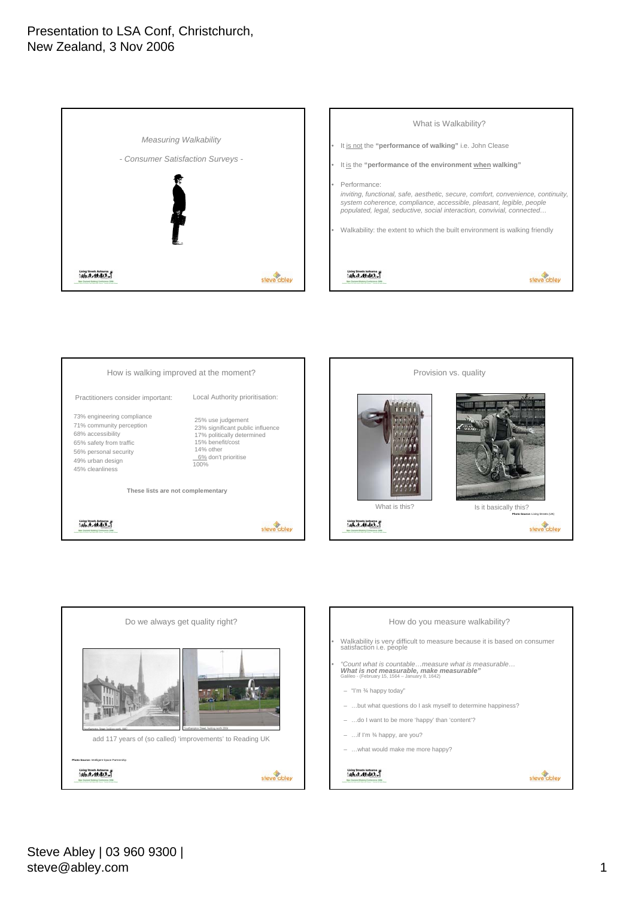# Presentation to LSA Conf, Christchurch, New Zealand, 3 Nov 2006

## *Measuring Walkability*

*- Consumer Satisfaction Surveys -*

## What is Walkability?

- It is not the **"performance of walking"** i.e. John Cleese
- It is the **"performance of the environment when walking"**
- Performance:
  *inviting, functional, safe, aesthetic, secure, comfort, convenience, continuity, system coherence, compliance, accessible, pleasant, legible, people populated, legal, seductive, social interaction, convivial, connected…*
- Walkability: the extent to which the built environment is walking friendly

## How is walking improved at the moment?

Practitioners consider important:

- 73% engineering compliance
- 71% community perception
- 68% accessibility
- 65% safety from traffic
- 56% personal security
- 49% urban design
- 45% cleanliness

Local Authority prioritisation:

- 25% use judgement
- 23% significant public influence
- 17% politically determined
- 15% benefit/cost
- 14% other
- 6% don't prioritise
- 100%

**These lists are not complementary**

## Provision vs. quality

What is this?

Is it basically this?

Photo Source: Living Streets (UK)

## Do we always get quality right?

Southampton Street, looking north, 1887

Southampton Street, looking north, 2004

add 117 years of (so called) 'improvements' to Reading UK

Photo Source: Intelligent Space Partnership

## How do you measure walkability?

- Walkability is very difficult to measure because it is based on consumer satisfaction i.e. people
- *"Count what is countable…measure what is measurable…*
  ***What is not measurable, make measurable"***
  Galileo · (February 15, 1564 – January 8, 1642)
  - "I'm ¾ happy today"
  - …but what questions do I ask myself to determine happiness?
  - …do I want to be more 'happy' than 'content'?
  - …if I'm ¾ happy, are you?
  - …what would make me more happy?

Steve Abley | 03 960 9300 | steve@abley.com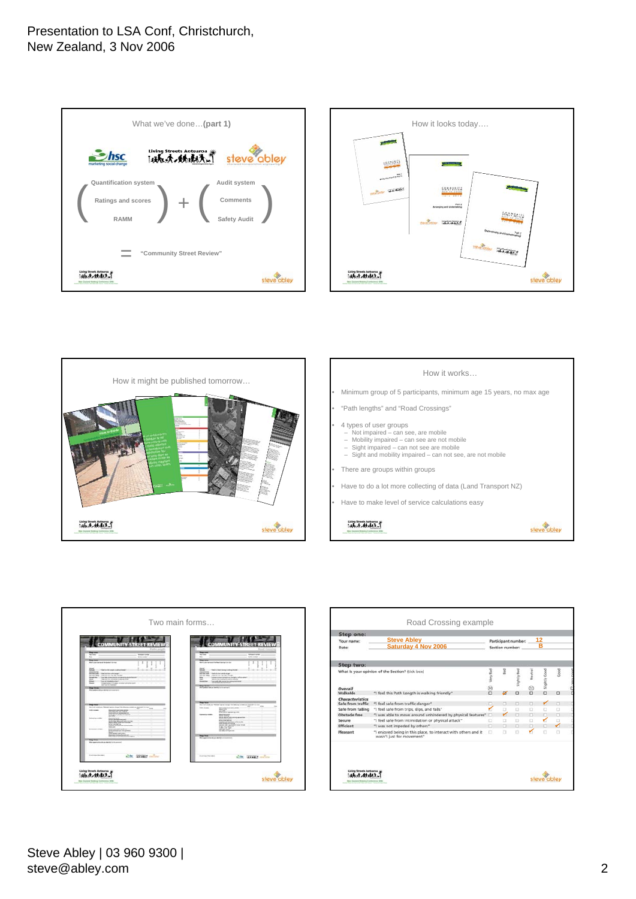Presentation to LSA Conf, Christchurch, New Zealand, 3 Nov 2006

## What we've done…(part 1)

Quantification system: Ratings and scores, RAMM

\+

Audit system: Comments, Safety Audit

= "Community Street Review"

## How it looks today….

## How it might be published tomorrow…

## How it works…

- Minimum group of 5 participants, minimum age 15 years, no max age
- "Path lengths" and "Road Crossings"
- 4 types of user groups
  - Not impaired – can see, are mobile
  - Mobility impaired – can see are not mobile
  - Sight impaired – can not see are mobile
  - Sight and mobility impaired – can not see, are not mobile
- There are groups within groups
- Have to do a lot more collecting of data (Land Transport NZ)
- Have to make level of service calculations easy

## Two main forms…

## Road Crossing example

**Step one:**

Your name: Steve Abley — Participant number: 12

Date: Saturday 4 Nov 2006 — Section number: B

**Step two:**

What is your opinion of the Section? (tick box)

| | | Very Bad | Bad | Slightly Bad | Neutral | Slightly Good | Good | Very Good |
|---|---|---|---|---|---|---|---|---|
| **Overall** Walkable | "I feel this Path Length is walking friendly" | | ✓ | | | | | |
| **Characteristics** Safe from traffic | "I feel safe from traffic danger" | | | | | ✓ | | |
| Safe from falling | "I feel safe from trips, slips, and falls" | ✓ | | | | | | |
| Obstacle free | "I was able to move around unhindered by physical features" | | ✓ | | | | | |
| Secure | "I feel safe from intimidation or physical attack" | | | | | ✓ | | |
| Efficient | "I was not impeded by others" | | | | | | ✓ | |
| Pleasant | "I enjoyed being in this place, to interact with others and it wasn't just for movement" | | | | ✓ | | | |

Steve Abley | 03 960 9300 | steve@abley.com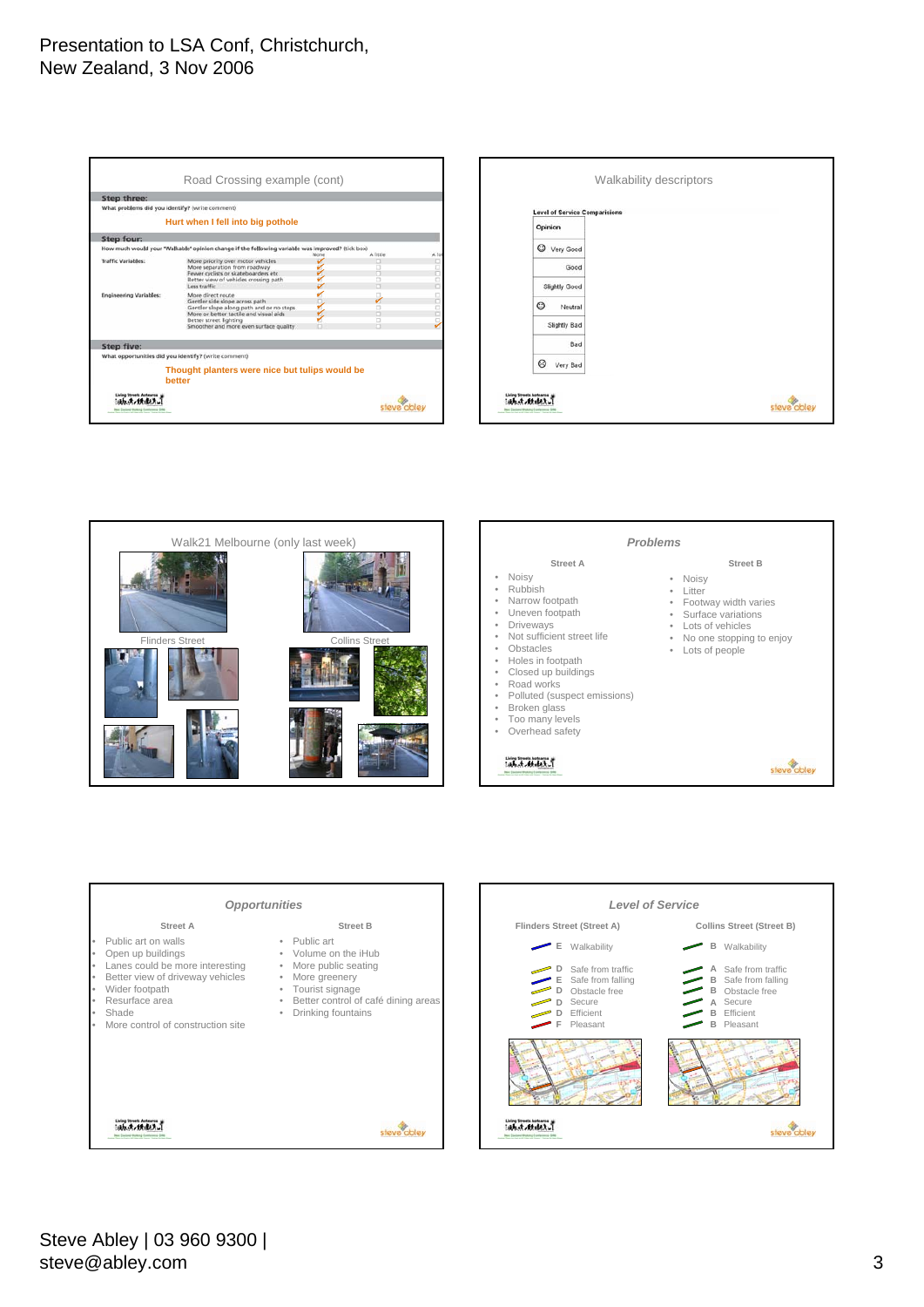### Road Crossing example (cont)

**Step three:**
What problems did you identify? (write comment)

Hurt when I fell into big pothole

**Step four:**
How much would your "Walkable" opinion change if the following variable was improved? (tick box)

| | | None | A little | A lot |
|---|---|---|---|---|
| Traffic Variables: | More priority over motor vehicles | ✔ | ☐ | ☐ |
| | More separation from roadway | ✔ | ☐ | ☐ |
| | Fewer cyclists or skateboarders etc | ✔ | ☐ | ☐ |
| | Better view of vehicles crossing path | ✔ | ☐ | ☐ |
| | Less traffic | ✔ | ☐ | ☐ |
| Engineering Variables: | More direct route | ✔ | ☐ | ☐ |
| | Gentler side slope across path | ☐ | ✔ | ☐ |
| | Gentler slope along path and or no steps | ✔ | ☐ | ☐ |
| | More or better tactile and visual aids | ✔ | ☐ | ☐ |
| | Better street lighting | ✔ | ☐ | ☐ |
| | Smoother and more even surface quality | ☐ | ☐ | ✔ |

**Step five:**
What opportunities did you identify? (write comment)

Thought planters were nice but tulips would be better

### Walkability descriptors

Level of Service Comparisions

| Opinion |
|---|
| ☺ Very Good |
| Good |
| Slightly Good |
| ☺ Neutral |
| Slightly Bad |
| Bad |
| ☹ Very Bad |

### Walk21 Melbourne (only last week)

Flinders Street

Collins Street

### *Problems*

**Street A**

- Noisy
- Rubbish
- Narrow footpath
- Uneven footpath
- Driveways
- Not sufficient street life
- Obstacles
- Holes in footpath
- Closed up buildings
- Road works
- Polluted (suspect emissions)
- Broken glass
- Too many levels
- Overhead safety

**Street B**

- Noisy
- Litter
- Footway width varies
- Surface variations
- Lots of vehicles
- No one stopping to enjoy
- Lots of people

### *Opportunities*

**Street A**

- Public art on walls
- Open up buildings
- Lanes could be more interesting
- Better view of driveway vehicles
- Wider footpath
- Resurface area
- Shade
- More control of construction site

**Street B**

- Public art
- Volume on the iHub
- More public seating
- More greenery
- Tourist signage
- Better control of café dining areas
- Drinking fountains

### *Level of Service*

| | Flinders Street (Street A) | Collins Street (Street B) |
|---|---|---|
| Walkability | E | B |
| Safe from traffic | D | A |
| Safe from falling | E | B |
| Obstacle free | D | B |
| Secure | D | A |
| Efficient | D | B |
| Pleasant | F | B |

Steve Abley | 03 960 9300 | steve@abley.com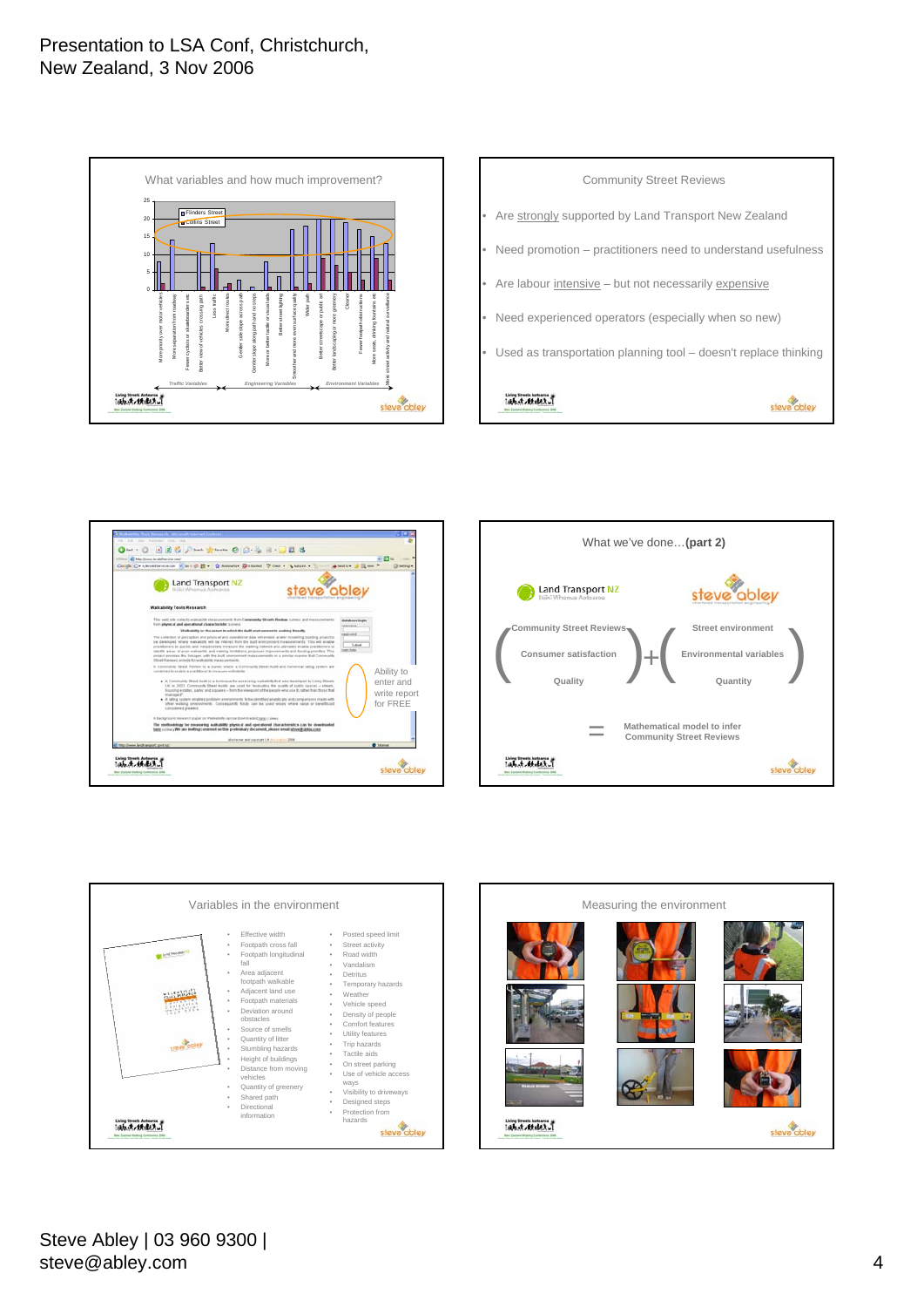Presentation to LSA Conf, Christchurch, New Zealand, 3 Nov 2006

## What variables and how much improvement?

Flinders Street
Collins Street

Traffic Variables | Engineering Variables | Environment Variables

More priority over motor vehicles; More separation from roadway; Fewer cyclists or skateboarders etc; Better view of vehicles crossing path; Less traffic; More direct routes; Gentler side slope across path; Gentler slope along path and no steps; More or better tactile or visual aids; Better street lighting; Smoother and more even surface quality; Wider path; Better streetscape or public art; Better landscaping or more greenery; Cleaner; Fewer footpath obstructions; More seats, drinking fountains etc; More street activity and natural surveillance

## Community Street Reviews

- Are strongly supported by Land Transport New Zealand
- Need promotion – practitioners need to understand usefulness
- Are labour intensive – but not necessarily expensive
- Need experienced operators (especially when so new)
- Used as transportation planning tool – doesn't replace thinking

## Walkability Tools Research

Ability to enter and write report for FREE

## What we've done…(part 2)

Land Transport NZ | steve abley

( Community Street Reviews: Consumer satisfaction, Quality ) + ( Street environment: Environmental variables, Quantity )

= Mathematical model to infer Community Street Reviews

## Variables in the environment

- Effective width
- Footpath cross fall
- Footpath longitudinal fall
- Area adjacent footpath walkable
- Adjacent land use
- Footpath materials
- Deviation around obstacles
- Source of smells
- Quantity of litter
- Stumbling hazards
- Height of buildings
- Distance from moving vehicles
- Quantity of greenery
- Shared path
- Directional information
- Posted speed limit
- Street activity
- Road width
- Vandalism
- Detritus
- Temporary hazards
- Weather
- Vehicle speed
- Density of people
- Comfort features
- Utility features
- Trip hazards
- Tactile aids
- On street parking
- Use of vehicle access ways
- Visibility to driveways
- Designed steps
- Protection from hazards

## Measuring the environment

Steve Abley | 03 960 9300 | steve@abley.com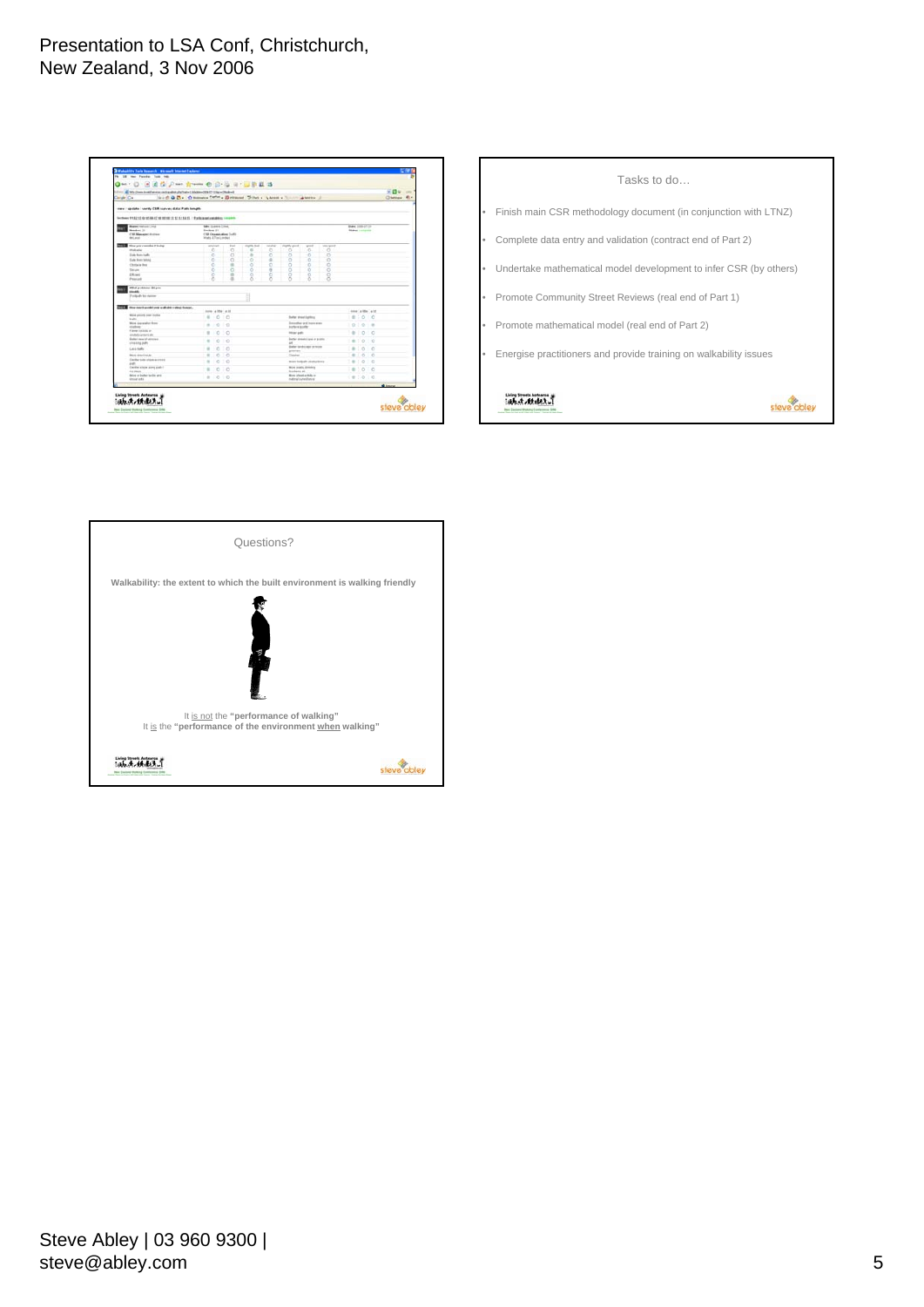Presentation to LSA Conf, Christchurch, New Zealand, 3 Nov 2006

Tasks to do…

- Finish main CSR methodology document (in conjunction with LTNZ)
- Complete data entry and validation (contract end of Part 2)
- Undertake mathematical model development to infer CSR (by others)
- Promote Community Street Reviews (real end of Part 1)
- Promote mathematical model (real end of Part 2)
- Energise practitioners and provide training on walkability issues

Questions?

**Walkability: the extent to which the built environment is walking friendly**

It is not the **"performance of walking"**
It is the **"performance of the environment when walking"**

Steve Abley | 03 960 9300 | steve@abley.com